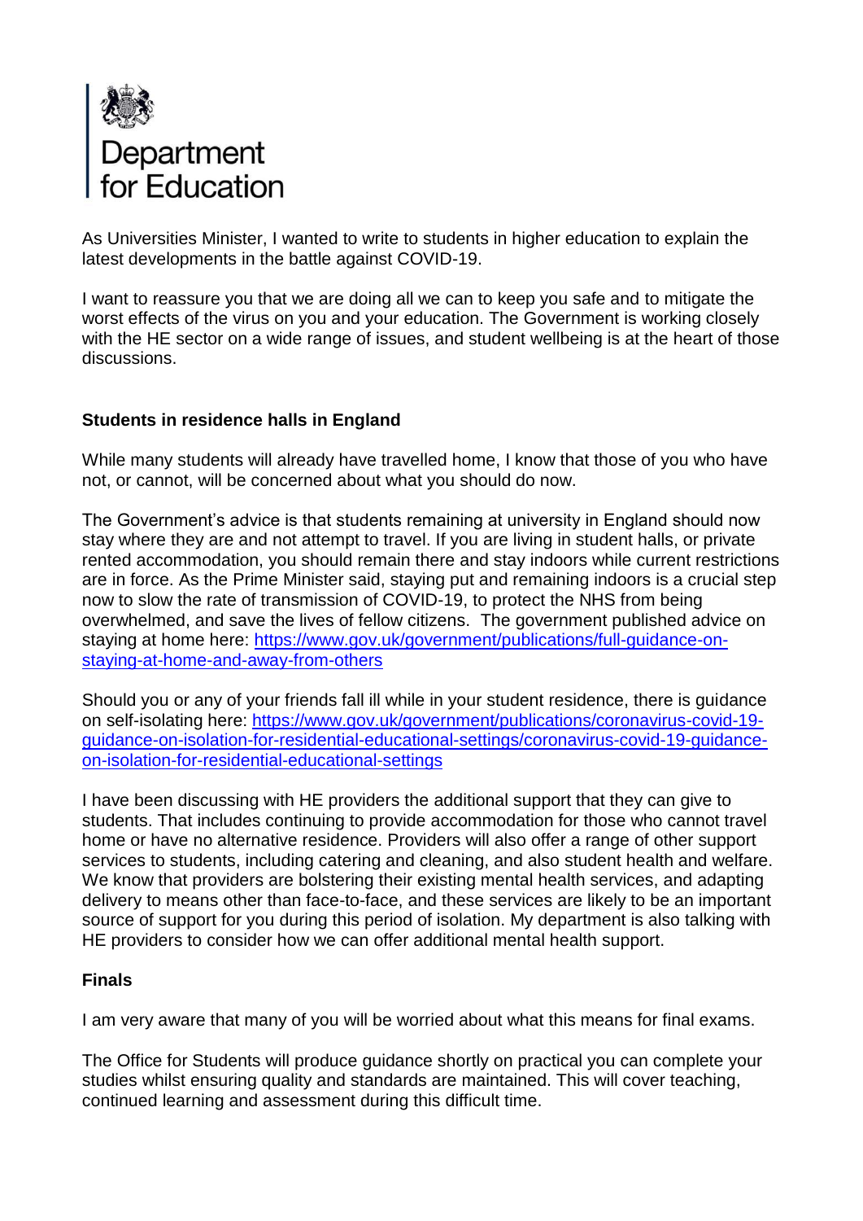Department for Education

As Universities Minister, I wanted to write to students in higher education to explain the latest developments in the battle against COVID-19.

I want to reassure you that we are doing all we can to keep you safe and to mitigate the worst effects of the virus on you and your education. The Government is working closely with the HE sector on a wide range of issues, and student wellbeing is at the heart of those discussions.

**Students in residence halls in England**

While many students will already have travelled home, I know that those of you who have not, or cannot, will be concerned about what you should do now.

The Government's advice is that students remaining at university in England should now stay where they are and not attempt to travel. If you are living in student halls, or private rented accommodation, you should remain there and stay indoors while current restrictions are in force. As the Prime Minister said, staying put and remaining indoors is a crucial step now to slow the rate of transmission of COVID-19, to protect the NHS from being overwhelmed, and save the lives of fellow citizens. The government published advice on staying at home here: https://www.gov.uk/government/publications/full-guidance-on-staying-at-home-and-away-from-others

Should you or any of your friends fall ill while in your student residence, there is guidance on self-isolating here: https://www.gov.uk/government/publications/coronavirus-covid-19-guidance-on-isolation-for-residential-educational-settings/coronavirus-covid-19-guidance-on-isolation-for-residential-educational-settings

I have been discussing with HE providers the additional support that they can give to students. That includes continuing to provide accommodation for those who cannot travel home or have no alternative residence. Providers will also offer a range of other support services to students, including catering and cleaning, and also student health and welfare. We know that providers are bolstering their existing mental health services, and adapting delivery to means other than face-to-face, and these services are likely to be an important source of support for you during this period of isolation. My department is also talking with HE providers to consider how we can offer additional mental health support.

**Finals**

I am very aware that many of you will be worried about what this means for final exams.

The Office for Students will produce guidance shortly on practical you can complete your studies whilst ensuring quality and standards are maintained. This will cover teaching, continued learning and assessment during this difficult time.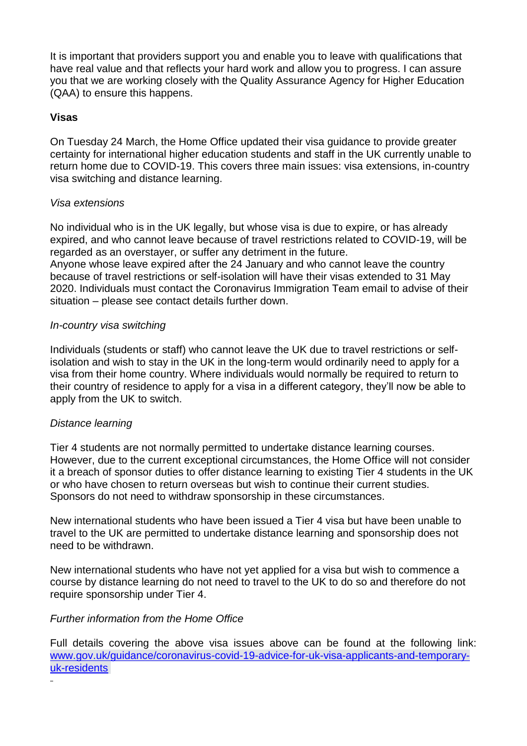It is important that providers support you and enable you to leave with qualifications that have real value and that reflects your hard work and allow you to progress. I can assure you that we are working closely with the Quality Assurance Agency for Higher Education (QAA) to ensure this happens.

**Visas**

On Tuesday 24 March, the Home Office updated their visa guidance to provide greater certainty for international higher education students and staff in the UK currently unable to return home due to COVID-19. This covers three main issues: visa extensions, in-country visa switching and distance learning.

*Visa extensions*

No individual who is in the UK legally, but whose visa is due to expire, or has already expired, and who cannot leave because of travel restrictions related to COVID-19, will be regarded as an overstayer, or suffer any detriment in the future.
Anyone whose leave expired after the 24 January and who cannot leave the country because of travel restrictions or self-isolation will have their visas extended to 31 May 2020. Individuals must contact the Coronavirus Immigration Team email to advise of their situation – please see contact details further down.

*In-country visa switching*

Individuals (students or staff) who cannot leave the UK due to travel restrictions or self-isolation and wish to stay in the UK in the long-term would ordinarily need to apply for a visa from their home country. Where individuals would normally be required to return to their country of residence to apply for a visa in a different category, they'll now be able to apply from the UK to switch.

*Distance learning*

Tier 4 students are not normally permitted to undertake distance learning courses. However, due to the current exceptional circumstances, the Home Office will not consider it a breach of sponsor duties to offer distance learning to existing Tier 4 students in the UK or who have chosen to return overseas but wish to continue their current studies. Sponsors do not need to withdraw sponsorship in these circumstances.

New international students who have been issued a Tier 4 visa but have been unable to travel to the UK are permitted to undertake distance learning and sponsorship does not need to be withdrawn.

New international students who have not yet applied for a visa but wish to commence a course by distance learning do not need to travel to the UK to do so and therefore do not require sponsorship under Tier 4.

*Further information from the Home Office*

Full details covering the above visa issues above can be found at the following link: [www.gov.uk/guidance/coronavirus-covid-19-advice-for-uk-visa-applicants-and-temporary-uk-residents](www.gov.uk/guidance/coronavirus-covid-19-advice-for-uk-visa-applicants-and-temporary-uk-residents)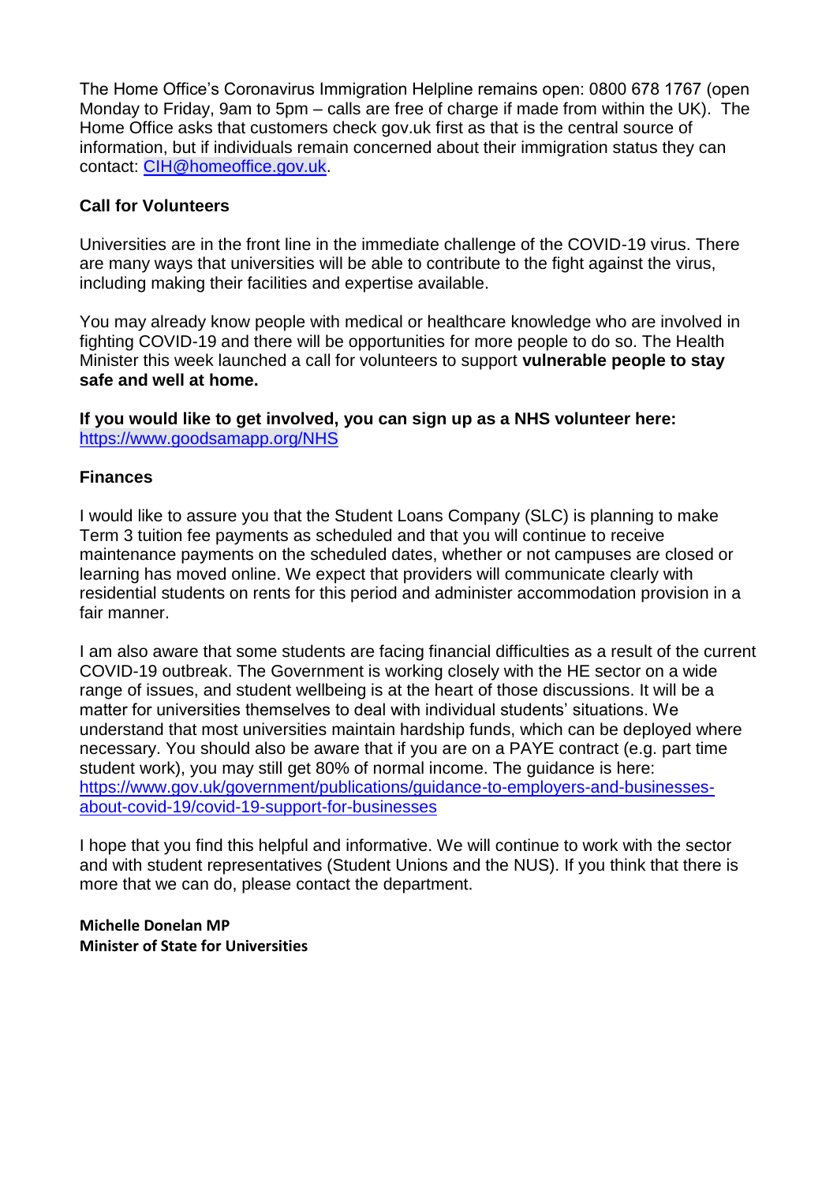The Home Office's Coronavirus Immigration Helpline remains open: 0800 678 1767 (open Monday to Friday, 9am to 5pm – calls are free of charge if made from within the UK). The Home Office asks that customers check gov.uk first as that is the central source of information, but if individuals remain concerned about their immigration status they can contact: [CIH@homeoffice.gov.uk](mailto:CIH@homeoffice.gov.uk).

**Call for Volunteers**

Universities are in the front line in the immediate challenge of the COVID-19 virus. There are many ways that universities will be able to contribute to the fight against the virus, including making their facilities and expertise available.

You may already know people with medical or healthcare knowledge who are involved in fighting COVID-19 and there will be opportunities for more people to do so. The Health Minister this week launched a call for volunteers to support **vulnerable people to stay safe and well at home.**

**If you would like to get involved, you can sign up as a NHS volunteer here:** [https://www.goodsamapp.org/NHS](https://www.goodsamapp.org/NHS)

**Finances**

I would like to assure you that the Student Loans Company (SLC) is planning to make Term 3 tuition fee payments as scheduled and that you will continue to receive maintenance payments on the scheduled dates, whether or not campuses are closed or learning has moved online. We expect that providers will communicate clearly with residential students on rents for this period and administer accommodation provision in a fair manner.

I am also aware that some students are facing financial difficulties as a result of the current COVID-19 outbreak. The Government is working closely with the HE sector on a wide range of issues, and student wellbeing is at the heart of those discussions. It will be a matter for universities themselves to deal with individual students' situations. We understand that most universities maintain hardship funds, which can be deployed where necessary. You should also be aware that if you are on a PAYE contract (e.g. part time student work), you may still get 80% of normal income. The guidance is here: [https://www.gov.uk/government/publications/guidance-to-employers-and-businesses-about-covid-19/covid-19-support-for-businesses](https://www.gov.uk/government/publications/guidance-to-employers-and-businesses-about-covid-19/covid-19-support-for-businesses)

I hope that you find this helpful and informative. We will continue to work with the sector and with student representatives (Student Unions and the NUS). If you think that there is more that we can do, please contact the department.

**Michelle Donelan MP**
**Minister of State for Universities**